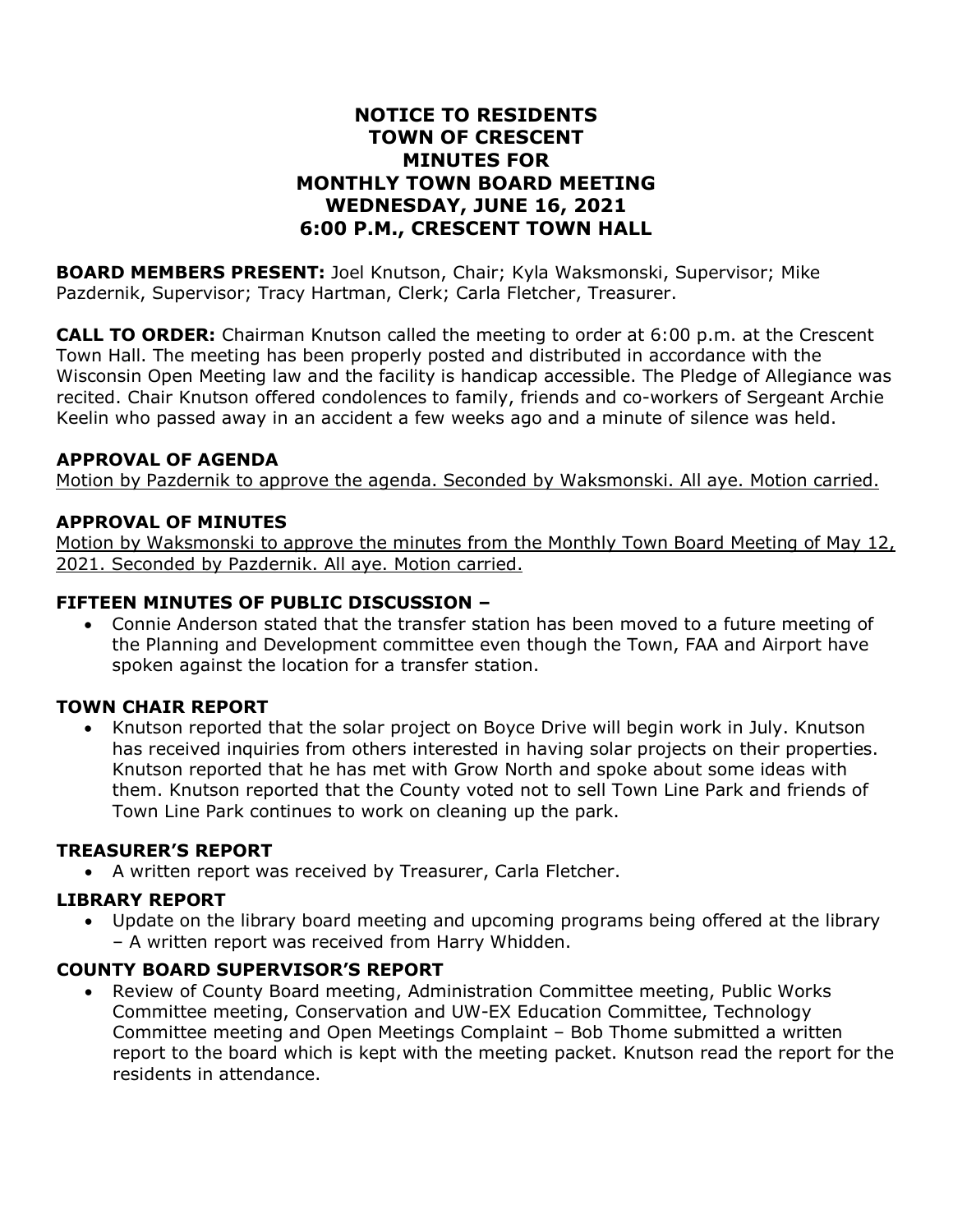# NOTICE TO RESIDENTS
# TOWN OF CRESCENT
# MINUTES FOR
# MONTHLY TOWN BOARD MEETING
# WEDNESDAY, JUNE 16, 2021
# 6:00 P.M., CRESCENT TOWN HALL

**BOARD MEMBERS PRESENT:** Joel Knutson, Chair; Kyla Waksmonski, Supervisor; Mike Pazdernik, Supervisor; Tracy Hartman, Clerk; Carla Fletcher, Treasurer.

**CALL TO ORDER:** Chairman Knutson called the meeting to order at 6:00 p.m. at the Crescent Town Hall. The meeting has been properly posted and distributed in accordance with the Wisconsin Open Meeting law and the facility is handicap accessible. The Pledge of Allegiance was recited. Chair Knutson offered condolences to family, friends and co-workers of Sergeant Archie Keelin who passed away in an accident a few weeks ago and a minute of silence was held.

### APPROVAL OF AGENDA

Motion by Pazdernik to approve the agenda. Seconded by Waksmonski. All aye. Motion carried.

### APPROVAL OF MINUTES

Motion by Waksmonski to approve the minutes from the Monthly Town Board Meeting of May 12, 2021. Seconded by Pazdernik. All aye. Motion carried.

### FIFTEEN MINUTES OF PUBLIC DISCUSSION –

- Connie Anderson stated that the transfer station has been moved to a future meeting of the Planning and Development committee even though the Town, FAA and Airport have spoken against the location for a transfer station.

### TOWN CHAIR REPORT

- Knutson reported that the solar project on Boyce Drive will begin work in July. Knutson has received inquiries from others interested in having solar projects on their properties. Knutson reported that he has met with Grow North and spoke about some ideas with them. Knutson reported that the County voted not to sell Town Line Park and friends of Town Line Park continues to work on cleaning up the park.

### TREASURER'S REPORT

- A written report was received by Treasurer, Carla Fletcher.

### LIBRARY REPORT

- Update on the library board meeting and upcoming programs being offered at the library – A written report was received from Harry Whidden.

### COUNTY BOARD SUPERVISOR'S REPORT

- Review of County Board meeting, Administration Committee meeting, Public Works Committee meeting, Conservation and UW-EX Education Committee, Technology Committee meeting and Open Meetings Complaint – Bob Thome submitted a written report to the board which is kept with the meeting packet. Knutson read the report for the residents in attendance.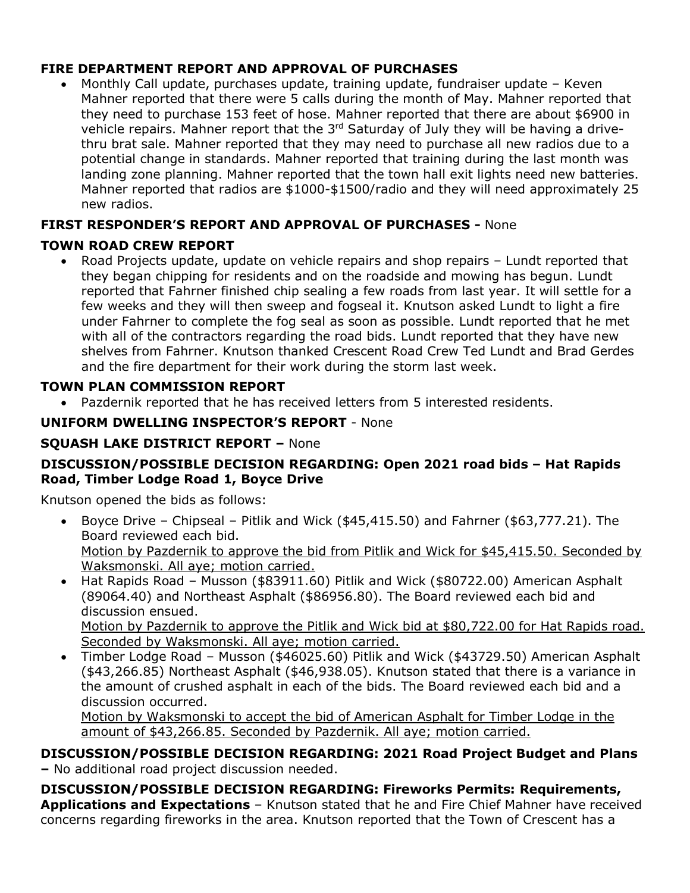**FIRE DEPARTMENT REPORT AND APPROVAL OF PURCHASES**

- Monthly Call update, purchases update, training update, fundraiser update – Keven Mahner reported that there were 5 calls during the month of May. Mahner reported that they need to purchase 153 feet of hose. Mahner reported that there are about $6900 in vehicle repairs. Mahner report that the 3rd Saturday of July they will be having a drive-thru brat sale. Mahner reported that they may need to purchase all new radios due to a potential change in standards. Mahner reported that training during the last month was landing zone planning. Mahner reported that the town hall exit lights need new batteries. Mahner reported that radios are $1000-$1500/radio and they will need approximately 25 new radios.

**FIRST RESPONDER'S REPORT AND APPROVAL OF PURCHASES -** None

**TOWN ROAD CREW REPORT**

- Road Projects update, update on vehicle repairs and shop repairs – Lundt reported that they began chipping for residents and on the roadside and mowing has begun. Lundt reported that Fahrner finished chip sealing a few roads from last year. It will settle for a few weeks and they will then sweep and fogseal it. Knutson asked Lundt to light a fire under Fahrner to complete the fog seal as soon as possible. Lundt reported that he met with all of the contractors regarding the road bids. Lundt reported that they have new shelves from Fahrner. Knutson thanked Crescent Road Crew Ted Lundt and Brad Gerdes and the fire department for their work during the storm last week.

**TOWN PLAN COMMISSION REPORT**

- Pazdernik reported that he has received letters from 5 interested residents.

**UNIFORM DWELLING INSPECTOR'S REPORT** - None

**SQUASH LAKE DISTRICT REPORT –** None

**DISCUSSION/POSSIBLE DECISION REGARDING: Open 2021 road bids – Hat Rapids Road, Timber Lodge Road 1, Boyce Drive**

Knutson opened the bids as follows:

- Boyce Drive – Chipseal – Pitlik and Wick ($45,415.50) and Fahrner ($63,777.21). The Board reviewed each bid.
  Motion by Pazdernik to approve the bid from Pitlik and Wick for $45,415.50. Seconded by Waksmonski. All aye; motion carried.
- Hat Rapids Road – Musson ($83911.60) Pitlik and Wick ($80722.00) American Asphalt (89064.40) and Northeast Asphalt ($86956.80). The Board reviewed each bid and discussion ensued.
  Motion by Pazdernik to approve the Pitlik and Wick bid at $80,722.00 for Hat Rapids road. Seconded by Waksmonski. All aye; motion carried.
- Timber Lodge Road – Musson ($46025.60) Pitlik and Wick ($43729.50) American Asphalt ($43,266.85) Northeast Asphalt ($46,938.05). Knutson stated that there is a variance in the amount of crushed asphalt in each of the bids. The Board reviewed each bid and a discussion occurred.
  Motion by Waksmonski to accept the bid of American Asphalt for Timber Lodge in the amount of $43,266.85. Seconded by Pazdernik. All aye; motion carried.

**DISCUSSION/POSSIBLE DECISION REGARDING: 2021 Road Project Budget and Plans –** No additional road project discussion needed.

**DISCUSSION/POSSIBLE DECISION REGARDING: Fireworks Permits: Requirements, Applications and Expectations** – Knutson stated that he and Fire Chief Mahner have received concerns regarding fireworks in the area. Knutson reported that the Town of Crescent has a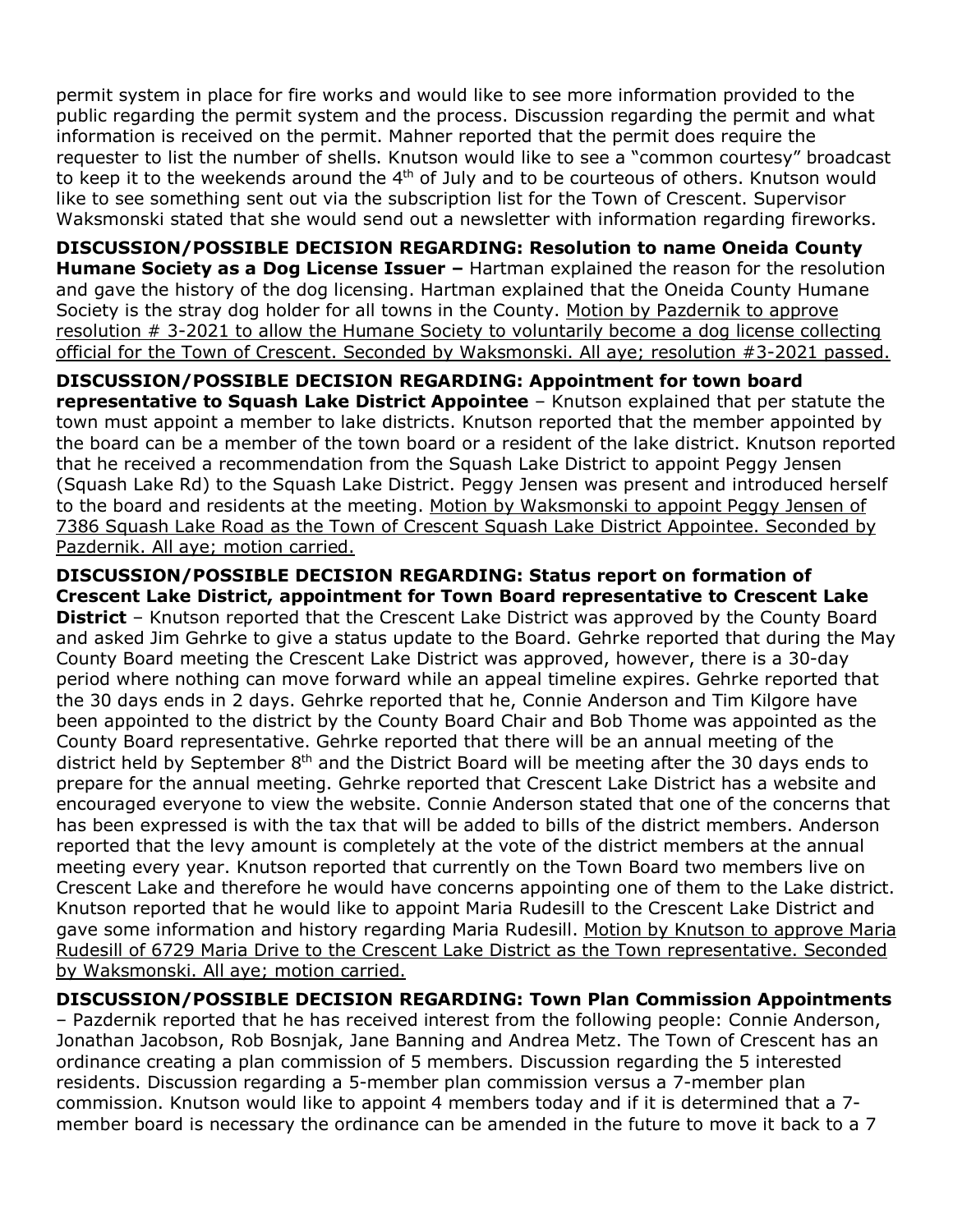permit system in place for fire works and would like to see more information provided to the public regarding the permit system and the process. Discussion regarding the permit and what information is received on the permit. Mahner reported that the permit does require the requester to list the number of shells. Knutson would like to see a "common courtesy" broadcast to keep it to the weekends around the 4th of July and to be courteous of others. Knutson would like to see something sent out via the subscription list for the Town of Crescent. Supervisor Waksmonski stated that she would send out a newsletter with information regarding fireworks.

**DISCUSSION/POSSIBLE DECISION REGARDING: Resolution to name Oneida County Humane Society as a Dog License Issuer –** Hartman explained the reason for the resolution and gave the history of the dog licensing. Hartman explained that the Oneida County Humane Society is the stray dog holder for all towns in the County. Motion by Pazdernik to approve resolution # 3-2021 to allow the Humane Society to voluntarily become a dog license collecting official for the Town of Crescent. Seconded by Waksmonski. All aye; resolution #3-2021 passed.

**DISCUSSION/POSSIBLE DECISION REGARDING: Appointment for town board representative to Squash Lake District Appointee** – Knutson explained that per statute the town must appoint a member to lake districts. Knutson reported that the member appointed by the board can be a member of the town board or a resident of the lake district. Knutson reported that he received a recommendation from the Squash Lake District to appoint Peggy Jensen (Squash Lake Rd) to the Squash Lake District. Peggy Jensen was present and introduced herself to the board and residents at the meeting. Motion by Waksmonski to appoint Peggy Jensen of 7386 Squash Lake Road as the Town of Crescent Squash Lake District Appointee. Seconded by Pazdernik. All aye; motion carried.

**DISCUSSION/POSSIBLE DECISION REGARDING: Status report on formation of Crescent Lake District, appointment for Town Board representative to Crescent Lake District** – Knutson reported that the Crescent Lake District was approved by the County Board and asked Jim Gehrke to give a status update to the Board. Gehrke reported that during the May County Board meeting the Crescent Lake District was approved, however, there is a 30-day period where nothing can move forward while an appeal timeline expires. Gehrke reported that the 30 days ends in 2 days. Gehrke reported that he, Connie Anderson and Tim Kilgore have been appointed to the district by the County Board Chair and Bob Thome was appointed as the County Board representative. Gehrke reported that there will be an annual meeting of the district held by September 8th and the District Board will be meeting after the 30 days ends to prepare for the annual meeting. Gehrke reported that Crescent Lake District has a website and encouraged everyone to view the website. Connie Anderson stated that one of the concerns that has been expressed is with the tax that will be added to bills of the district members. Anderson reported that the levy amount is completely at the vote of the district members at the annual meeting every year. Knutson reported that currently on the Town Board two members live on Crescent Lake and therefore he would have concerns appointing one of them to the Lake district. Knutson reported that he would like to appoint Maria Rudesill to the Crescent Lake District and gave some information and history regarding Maria Rudesill. Motion by Knutson to approve Maria Rudesill of 6729 Maria Drive to the Crescent Lake District as the Town representative. Seconded by Waksmonski. All aye; motion carried.

**DISCUSSION/POSSIBLE DECISION REGARDING: Town Plan Commission Appointments** – Pazdernik reported that he has received interest from the following people: Connie Anderson, Jonathan Jacobson, Rob Bosnjak, Jane Banning and Andrea Metz. The Town of Crescent has an ordinance creating a plan commission of 5 members. Discussion regarding the 5 interested residents. Discussion regarding a 5-member plan commission versus a 7-member plan commission. Knutson would like to appoint 4 members today and if it is determined that a 7-member board is necessary the ordinance can be amended in the future to move it back to a 7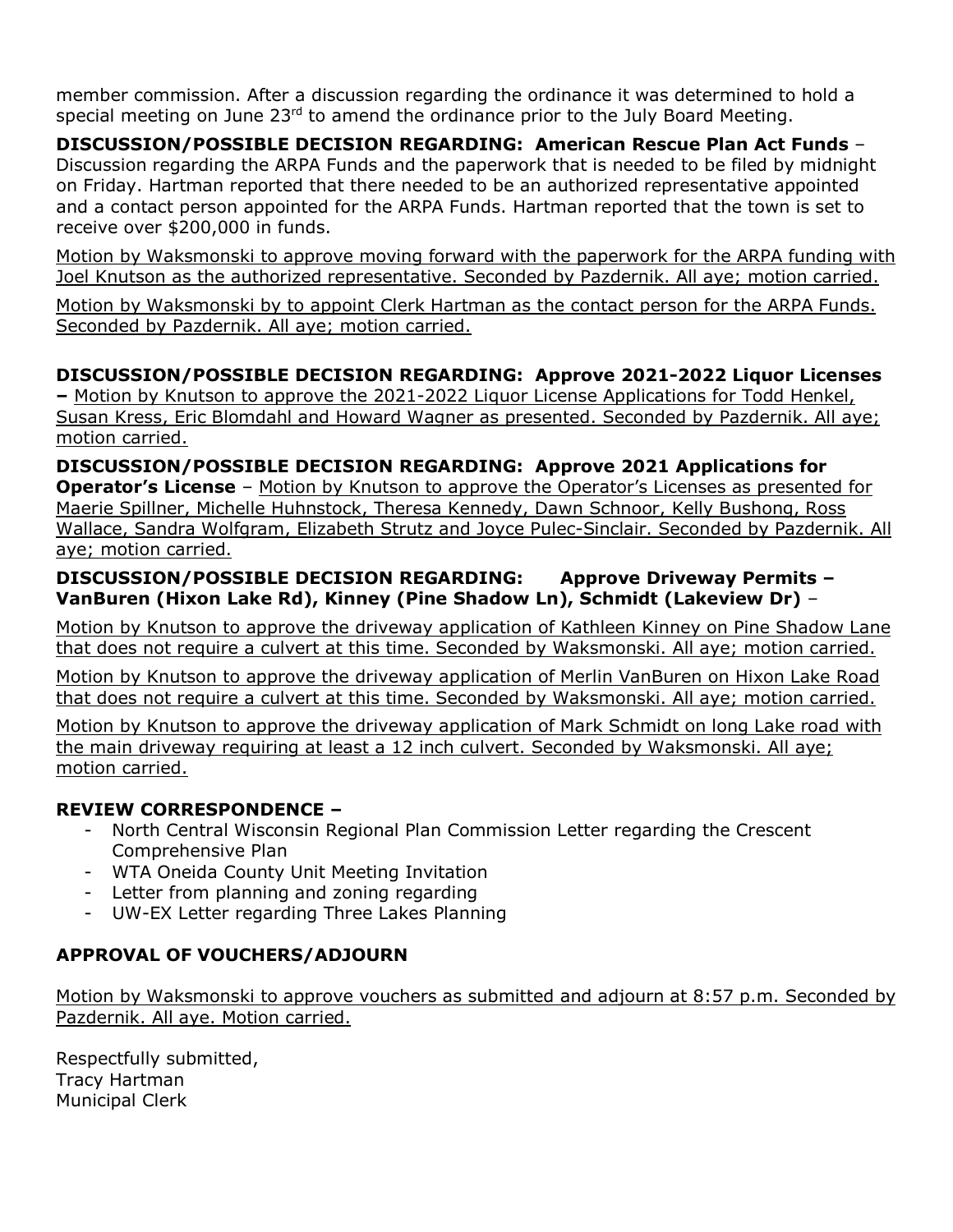member commission. After a discussion regarding the ordinance it was determined to hold a special meeting on June 23rd to amend the ordinance prior to the July Board Meeting.

**DISCUSSION/POSSIBLE DECISION REGARDING: American Rescue Plan Act Funds** – Discussion regarding the ARPA Funds and the paperwork that is needed to be filed by midnight on Friday. Hartman reported that there needed to be an authorized representative appointed and a contact person appointed for the ARPA Funds. Hartman reported that the town is set to receive over $200,000 in funds.

<u>Motion by Waksmonski to approve moving forward with the paperwork for the ARPA funding with Joel Knutson as the authorized representative. Seconded by Pazdernik. All aye; motion carried.</u>

<u>Motion by Waksmonski by to appoint Clerk Hartman as the contact person for the ARPA Funds. Seconded by Pazdernik. All aye; motion carried.</u>

**DISCUSSION/POSSIBLE DECISION REGARDING: Approve 2021-2022 Liquor Licenses –** <u>Motion by Knutson to approve the 2021-2022 Liquor License Applications for Todd Henkel, Susan Kress, Eric Blomdahl and Howard Wagner as presented. Seconded by Pazdernik. All aye; motion carried.</u>

**DISCUSSION/POSSIBLE DECISION REGARDING: Approve 2021 Applications for Operator's License** – <u>Motion by Knutson to approve the Operator's Licenses as presented for Maerie Spillner, Michelle Huhnstock, Theresa Kennedy, Dawn Schnoor, Kelly Bushong, Ross Wallace, Sandra Wolfgram, Elizabeth Strutz and Joyce Pulec-Sinclair. Seconded by Pazdernik. All aye; motion carried.</u>

**DISCUSSION/POSSIBLE DECISION REGARDING: Approve Driveway Permits – VanBuren (Hixon Lake Rd), Kinney (Pine Shadow Ln), Schmidt (Lakeview Dr)** –

<u>Motion by Knutson to approve the driveway application of Kathleen Kinney on Pine Shadow Lane that does not require a culvert at this time. Seconded by Waksmonski. All aye; motion carried.</u>

<u>Motion by Knutson to approve the driveway application of Merlin VanBuren on Hixon Lake Road that does not require a culvert at this time. Seconded by Waksmonski. All aye; motion carried.</u>

<u>Motion by Knutson to approve the driveway application of Mark Schmidt on long Lake road with the main driveway requiring at least a 12 inch culvert. Seconded by Waksmonski. All aye; motion carried.</u>

**REVIEW CORRESPONDENCE –**

- North Central Wisconsin Regional Plan Commission Letter regarding the Crescent Comprehensive Plan
- WTA Oneida County Unit Meeting Invitation
- Letter from planning and zoning regarding
- UW-EX Letter regarding Three Lakes Planning

**APPROVAL OF VOUCHERS/ADJOURN**

<u>Motion by Waksmonski to approve vouchers as submitted and adjourn at 8:57 p.m. Seconded by Pazdernik. All aye. Motion carried.</u>

Respectfully submitted,
Tracy Hartman
Municipal Clerk